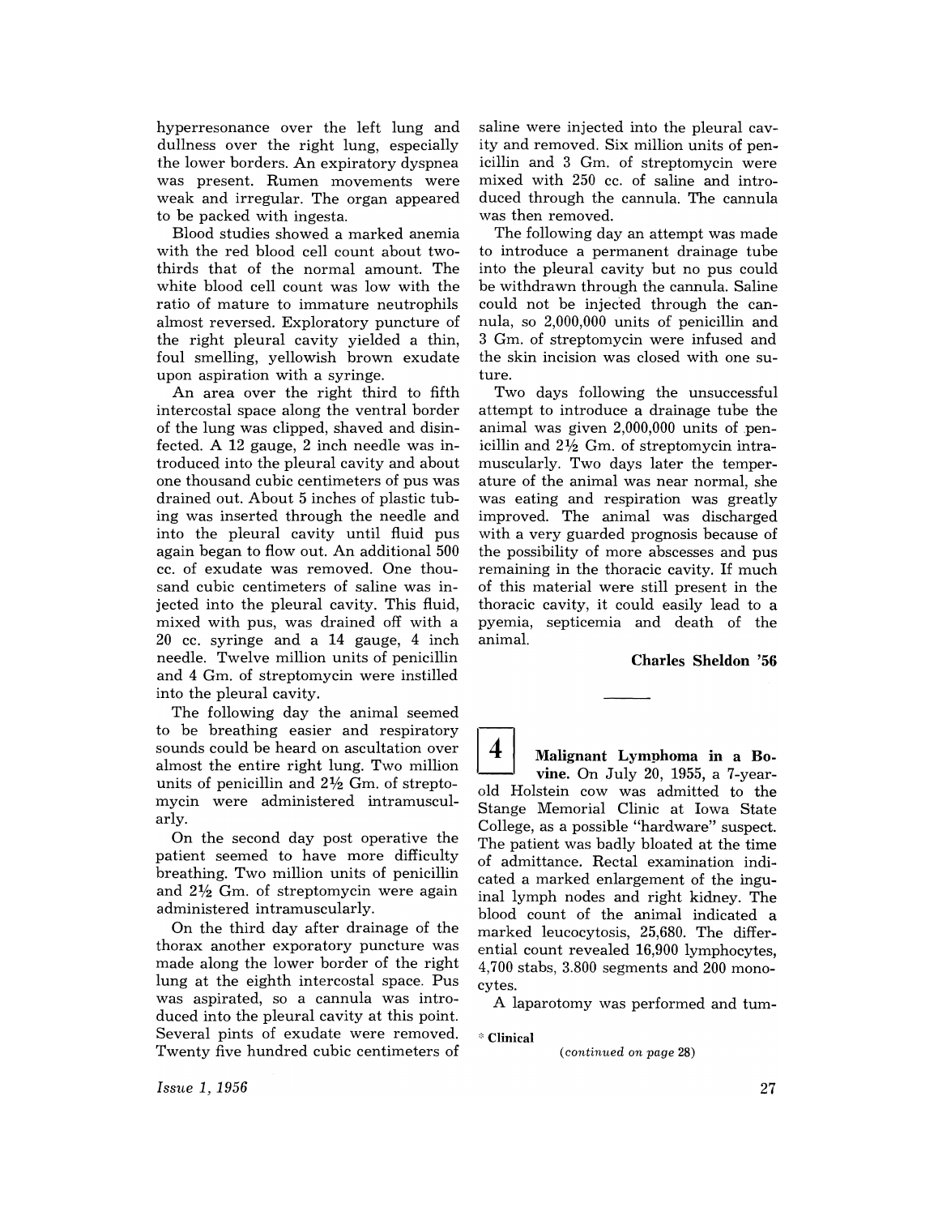hyperresonance over the left lung and dullness over the right lung, especially the lower borders. An expiratory dyspnea was present. Rumen movements were weak and irregular. The organ appeared to be packed with ingesta.

Blood studies showed a marked anemia with the red blood cell count about two-thirds that of the normal amount. The white blood cell count was low with the ratio of mature to immature neutrophils almost reversed. Exploratory puncture of the right pleural cavity yielded a thin, foul smelling, yellowish brown exudate upon aspiration with a syringe.

An area over the right third to fifth intercostal space along the ventral border of the lung was clipped, shaved and disinfected. A 12 gauge, 2 inch needle was introduced into the pleural cavity and about one thousand cubic centimeters of pus was drained out. About 5 inches of plastic tubing was inserted through the needle and into the pleural cavity until fluid pus again began to flow out. An additional 500 cc. of exudate was removed. One thousand cubic centimeters of saline was injected into the pleural cavity. This fluid, mixed with pus, was drained off with a 20 cc. syringe and a 14 gauge, 4 inch needle. Twelve million units of penicillin and 4 Gm. of streptomycin were instilled into the pleural cavity.

The following day the animal seemed to be breathing easier and respiratory sounds could be heard on ascultation over almost the entire right lung. Two million units of penicillin and 2½ Gm. of streptomycin were administered intramuscularly.

On the second day post operative the patient seemed to have more difficulty breathing. Two million units of penicillin and 2½ Gm. of streptomycin were again administered intramuscularly.

On the third day after drainage of the thorax another exporatory puncture was made along the lower border of the right lung at the eighth intercostal space. Pus was aspirated, so a cannula was introduced into the pleural cavity at this point. Several pints of exudate were removed. Twenty five hundred cubic centimeters of saline were injected into the pleural cavity and removed. Six million units of penicillin and 3 Gm. of streptomycin were mixed with 250 cc. of saline and introduced through the cannula. The cannula was then removed.

The following day an attempt was made to introduce a permanent drainage tube into the pleural cavity but no pus could be withdrawn through the cannula. Saline could not be injected through the cannula, so 2,000,000 units of penicillin and 3 Gm. of streptomycin were infused and the skin incision was closed with one suture.

Two days following the unsuccessful attempt to introduce a drainage tube the animal was given 2,000,000 units of penicillin and 2½ Gm. of streptomycin intramuscularly. Two days later the temperature of the animal was near normal, she was eating and respiration was greatly improved. The animal was discharged with a very guarded prognosis because of the possibility of more abscesses and pus remaining in the thoracic cavity. If much of this material were still present in the thoracic cavity, it could easily lead to a pyemia, septicemia and death of the animal.

**Charles Sheldon '56**

---

**4** **Malignant Lymphoma in a Bovine.** On July 20, 1955, a 7-year-old Holstein cow was admitted to the Stange Memorial Clinic at Iowa State College, as a possible "hardware" suspect. The patient was badly bloated at the time of admittance. Rectal examination indicated a marked enlargement of the inguinal lymph nodes and right kidney. The blood count of the animal indicated a marked leucocytosis, 25,680. The differential count revealed 16,900 lymphocytes, 4,700 stabs, 3.800 segments and 200 monocytes.

A laparotomy was performed and tum-

\* Clinical

(*continued on page* 28)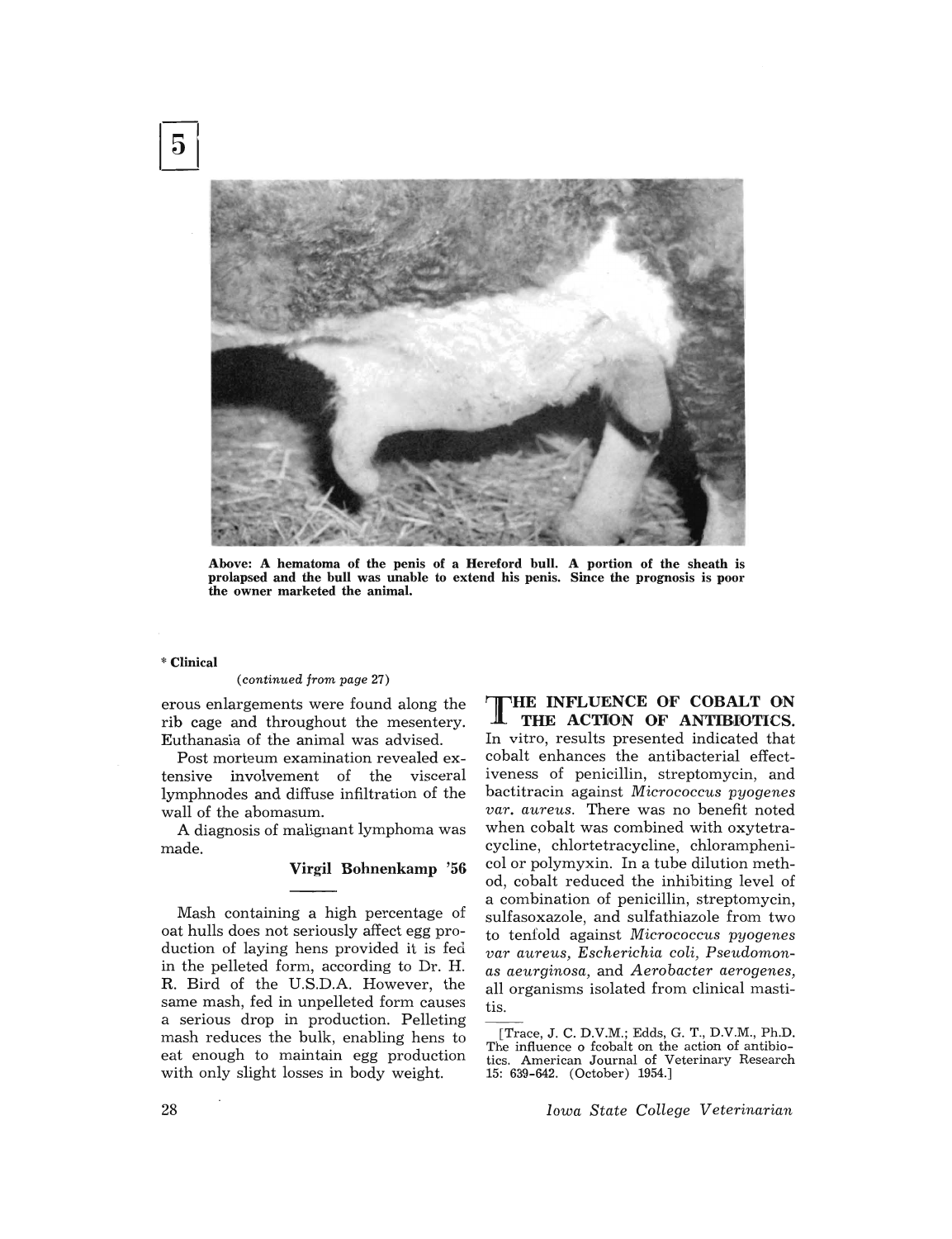5

Above: A hematoma of the penis of a Hereford bull. A portion of the sheath is prolapsed and the bull was unable to extend his penis. Since the prognosis is poor the owner marketed the animal.

\* Clinical

*(continued from page 27)*

erous enlargements were found along the rib cage and throughout the mesentery. Euthanasia of the animal was advised.

Post morteum examination revealed extensive involvement of the visceral lymphnodes and diffuse infiltration of the wall of the abomasum.

A diagnosis of malignant lymphoma was made.

**Virgil Bohnenkamp '56**

---

Mash containing a high percentage of oat hulls does not seriously affect egg production of laying hens provided it is fed in the pelleted form, according to Dr. H. R. Bird of the U.S.D.A. However, the same mash, fed in unpelleted form causes a serious drop in production. Pelleting mash reduces the bulk, enabling hens to eat enough to maintain egg production with only slight losses in body weight.

**THE INFLUENCE OF COBALT ON THE ACTION OF ANTIBIOTICS.** In vitro, results presented indicated that cobalt enhances the antibacterial effectiveness of penicillin, streptomycin, and bactitracin against *Micrococcus pyogenes var. aureus.* There was no benefit noted when cobalt was combined with oxytetracycline, chlortetracycline, chloramphenicol or polymyxin. In a tube dilution method, cobalt reduced the inhibiting level of a combination of penicillin, streptomycin, sulfasoxazole, and sulfathiazole from two to tenfold against *Micrococcus pyogenes var aureus, Escherichia coli, Pseudomonas aeurginosa,* and *Aerobacter aerogenes,* all organisms isolated from clinical mastitis.

[Trace, J. C. D.V.M.; Edds, G. T., D.V.M., Ph.D. The influence o fcobalt on the action of antibiotics. American Journal of Veterinary Research 15: 639-642. (October) 1954.]